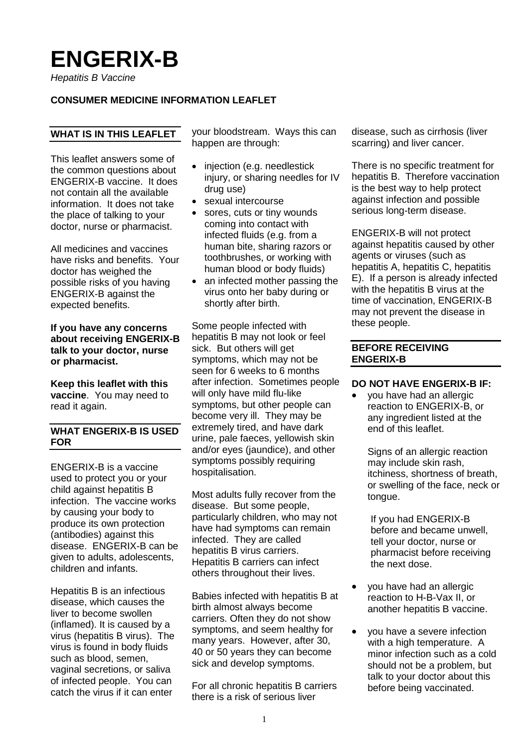# ENGERIX-B

*Hepatitis B Vaccine*

**CONSUMER MEDICINE INFORMATION LEAFLET**

## WHAT IS IN THIS LEAFLET

This leaflet answers some of the common questions about ENGERIX-B vaccine. It does not contain all the available information. It does not take the place of talking to your doctor, nurse or pharmacist.

All medicines and vaccines have risks and benefits. Your doctor has weighed the possible risks of you having ENGERIX-B against the expected benefits.

**If you have any concerns about receiving ENGERIX-B talk to your doctor, nurse or pharmacist.**

**Keep this leaflet with this vaccine**. You may need to read it again.

## WHAT ENGERIX-B IS USED FOR

ENGERIX-B is a vaccine used to protect you or your child against hepatitis B infection. The vaccine works by causing your body to produce its own protection (antibodies) against this disease. ENGERIX-B can be given to adults, adolescents, children and infants.

Hepatitis B is an infectious disease, which causes the liver to become swollen (inflamed). It is caused by a virus (hepatitis B virus). The virus is found in body fluids such as blood, semen, vaginal secretions, or saliva of infected people. You can catch the virus if it can enter your bloodstream. Ways this can happen are through:

- injection (e.g. needlestick injury, or sharing needles for IV drug use)
- sexual intercourse
- sores, cuts or tiny wounds coming into contact with infected fluids (e.g. from a human bite, sharing razors or toothbrushes, or working with human blood or body fluids)
- an infected mother passing the virus onto her baby during or shortly after birth.

Some people infected with hepatitis B may not look or feel sick. But others will get symptoms, which may not be seen for 6 weeks to 6 months after infection. Sometimes people will only have mild flu-like symptoms, but other people can become very ill. They may be extremely tired, and have dark urine, pale faeces, yellowish skin and/or eyes (jaundice), and other symptoms possibly requiring hospitalisation.

Most adults fully recover from the disease. But some people, particularly children, who may not have had symptoms can remain infected. They are called hepatitis B virus carriers. Hepatitis B carriers can infect others throughout their lives.

Babies infected with hepatitis B at birth almost always become carriers. Often they do not show symptoms, and seem healthy for many years. However, after 30, 40 or 50 years they can become sick and develop symptoms.

For all chronic hepatitis B carriers there is a risk of serious liver disease, such as cirrhosis (liver scarring) and liver cancer.

There is no specific treatment for hepatitis B. Therefore vaccination is the best way to help protect against infection and possible serious long-term disease.

ENGERIX-B will not protect against hepatitis caused by other agents or viruses (such as hepatitis A, hepatitis C, hepatitis E). If a person is already infected with the hepatitis B virus at the time of vaccination, ENGERIX-B may not prevent the disease in these people.

## BEFORE RECEIVING ENGERIX-B

**DO NOT HAVE ENGERIX-B IF:**

- you have had an allergic reaction to ENGERIX-B, or any ingredient listed at the end of this leaflet.

  Signs of an allergic reaction may include skin rash, itchiness, shortness of breath, or swelling of the face, neck or tongue.

  If you had ENGERIX-B before and became unwell, tell your doctor, nurse or pharmacist before receiving the next dose.

- you have had an allergic reaction to H-B-Vax II, or another hepatitis B vaccine.

- you have a severe infection with a high temperature. A minor infection such as a cold should not be a problem, but talk to your doctor about this before being vaccinated.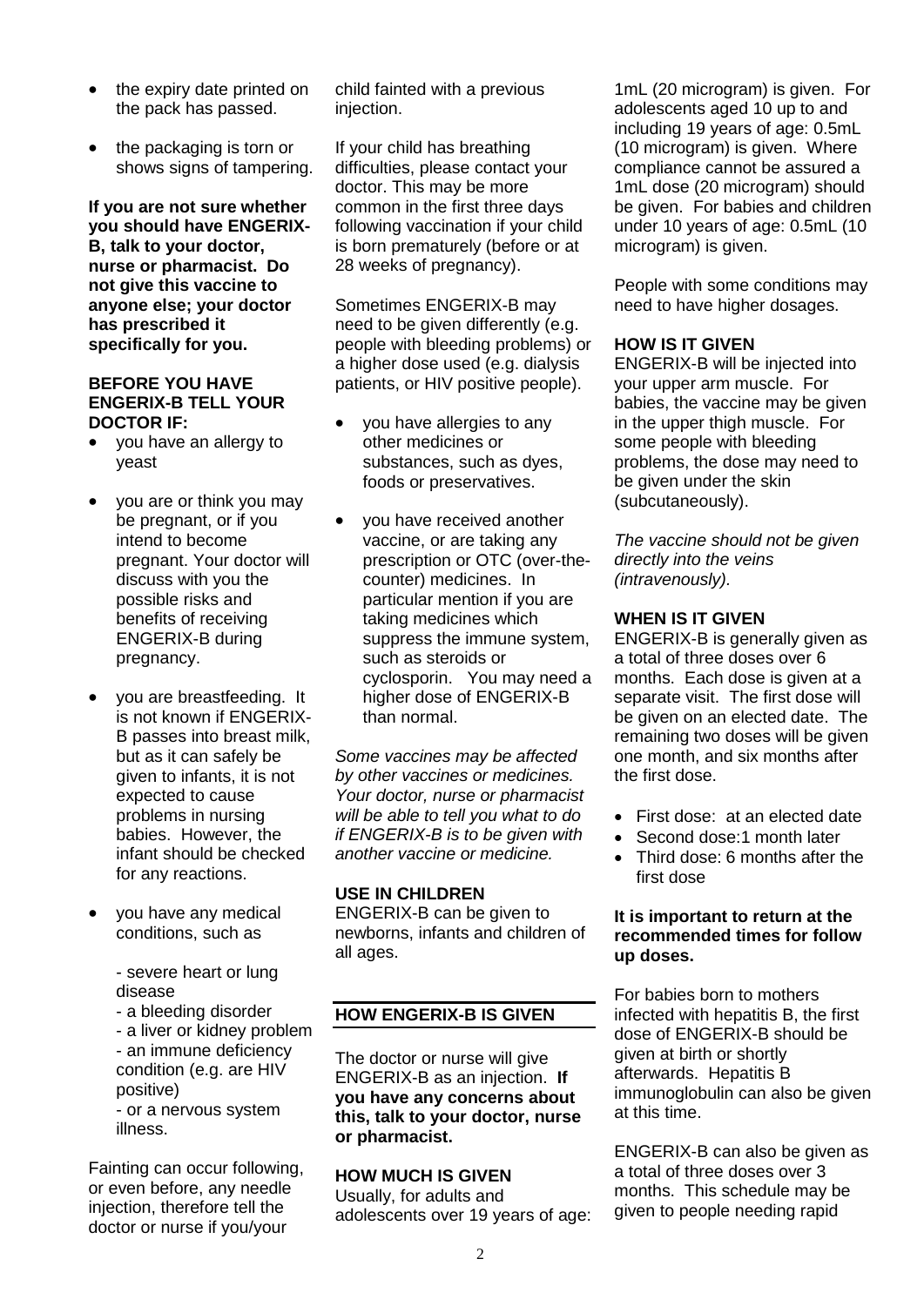- the expiry date printed on the pack has passed.
- the packaging is torn or shows signs of tampering.

**If you are not sure whether you should have ENGERIX-B, talk to your doctor, nurse or pharmacist. Do not give this vaccine to anyone else; your doctor has prescribed it specifically for you.**

**BEFORE YOU HAVE ENGERIX-B TELL YOUR DOCTOR IF:**

- you have an allergy to yeast
- you are or think you may be pregnant, or if you intend to become pregnant. Your doctor will discuss with you the possible risks and benefits of receiving ENGERIX-B during pregnancy.
- you are breastfeeding. It is not known if ENGERIX-B passes into breast milk, but as it can safely be given to infants, it is not expected to cause problems in nursing babies. However, the infant should be checked for any reactions.
- you have any medical conditions, such as

  - severe heart or lung disease
  - a bleeding disorder
  - a liver or kidney problem
  - an immune deficiency condition (e.g. are HIV positive)
  - or a nervous system illness.

Fainting can occur following, or even before, any needle injection, therefore tell the doctor or nurse if you/your child fainted with a previous injection.

If your child has breathing difficulties, please contact your doctor. This may be more common in the first three days following vaccination if your child is born prematurely (before or at 28 weeks of pregnancy).

Sometimes ENGERIX-B may need to be given differently (e.g. people with bleeding problems) or a higher dose used (e.g. dialysis patients, or HIV positive people).

- you have allergies to any other medicines or substances, such as dyes, foods or preservatives.
- you have received another vaccine, or are taking any prescription or OTC (over-the-counter) medicines. In particular mention if you are taking medicines which suppress the immune system, such as steroids or cyclosporin. You may need a higher dose of ENGERIX-B than normal.

*Some vaccines may be affected by other vaccines or medicines. Your doctor, nurse or pharmacist will be able to tell you what to do if ENGERIX-B is to be given with another vaccine or medicine.*

**USE IN CHILDREN**

ENGERIX-B can be given to newborns, infants and children of all ages.

## HOW ENGERIX-B IS GIVEN

The doctor or nurse will give ENGERIX-B as an injection. **If you have any concerns about this, talk to your doctor, nurse or pharmacist.**

**HOW MUCH IS GIVEN**

Usually, for adults and adolescents over 19 years of age: 1mL (20 microgram) is given. For adolescents aged 10 up to and including 19 years of age: 0.5mL (10 microgram) is given. Where compliance cannot be assured a 1mL dose (20 microgram) should be given. For babies and children under 10 years of age: 0.5mL (10 microgram) is given.

People with some conditions may need to have higher dosages.

**HOW IS IT GIVEN**

ENGERIX-B will be injected into your upper arm muscle. For babies, the vaccine may be given in the upper thigh muscle. For some people with bleeding problems, the dose may need to be given under the skin (subcutaneously).

*The vaccine should not be given directly into the veins (intravenously).*

**WHEN IS IT GIVEN**

ENGERIX-B is generally given as a total of three doses over 6 months. Each dose is given at a separate visit. The first dose will be given on an elected date. The remaining two doses will be given one month, and six months after the first dose.

- First dose: at an elected date
- Second dose:1 month later
- Third dose: 6 months after the first dose

**It is important to return at the recommended times for follow up doses.**

For babies born to mothers infected with hepatitis B, the first dose of ENGERIX-B should be given at birth or shortly afterwards. Hepatitis B immunoglobulin can also be given at this time.

ENGERIX-B can also be given as a total of three doses over 3 months. This schedule may be given to people needing rapid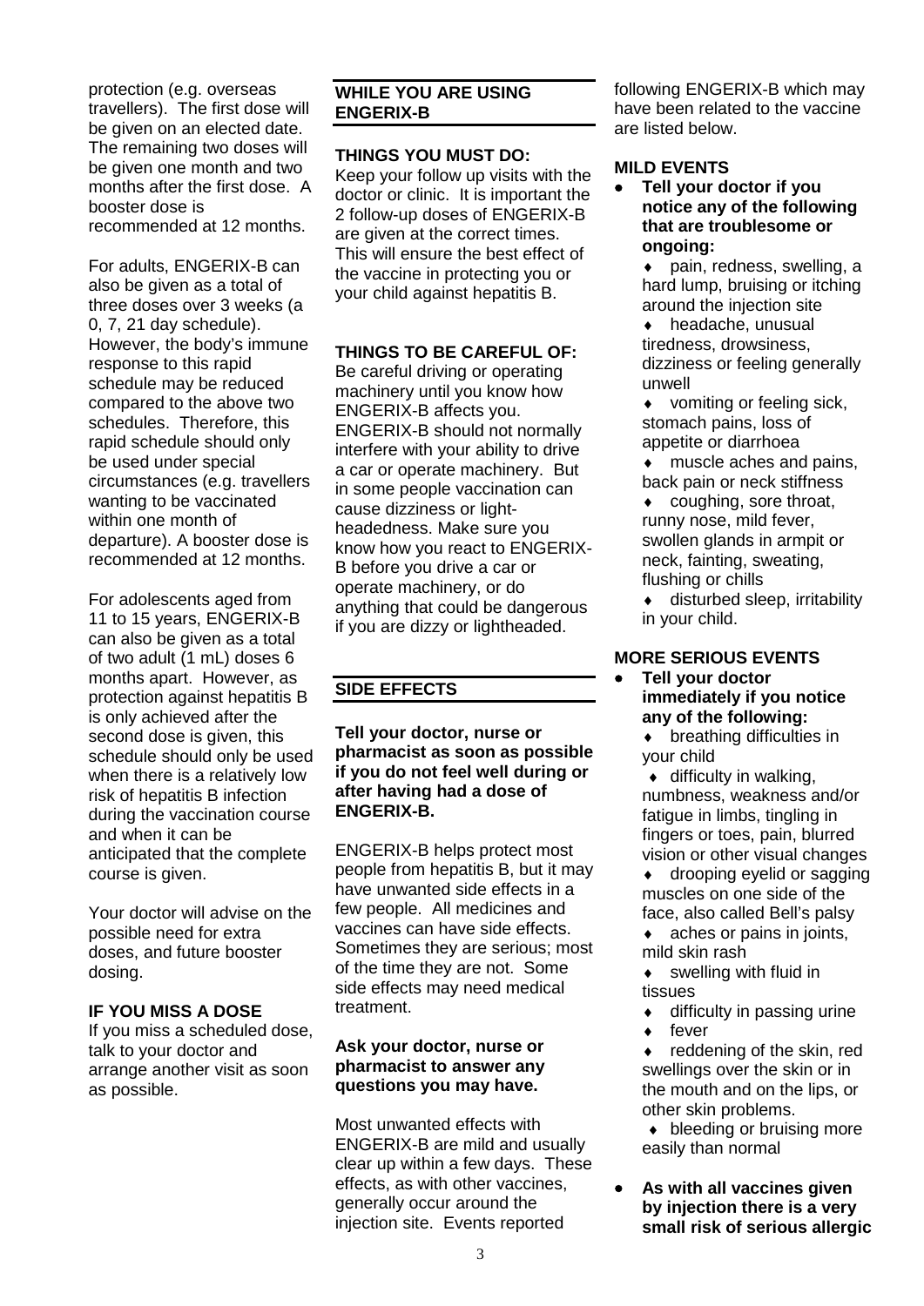protection (e.g. overseas travellers). The first dose will be given on an elected date. The remaining two doses will be given one month and two months after the first dose. A booster dose is recommended at 12 months.

For adults, ENGERIX-B can also be given as a total of three doses over 3 weeks (a 0, 7, 21 day schedule). However, the body's immune response to this rapid schedule may be reduced compared to the above two schedules. Therefore, this rapid schedule should only be used under special circumstances (e.g. travellers wanting to be vaccinated within one month of departure). A booster dose is recommended at 12 months.

For adolescents aged from 11 to 15 years, ENGERIX-B can also be given as a total of two adult (1 mL) doses 6 months apart. However, as protection against hepatitis B is only achieved after the second dose is given, this schedule should only be used when there is a relatively low risk of hepatitis B infection during the vaccination course and when it can be anticipated that the complete course is given.

Your doctor will advise on the possible need for extra doses, and future booster dosing.

### IF YOU MISS A DOSE

If you miss a scheduled dose, talk to your doctor and arrange another visit as soon as possible.

## WHILE YOU ARE USING ENGERIX-B

### THINGS YOU MUST DO:

Keep your follow up visits with the doctor or clinic. It is important the 2 follow-up doses of ENGERIX-B are given at the correct times. This will ensure the best effect of the vaccine in protecting you or your child against hepatitis B.

### THINGS TO BE CAREFUL OF:

Be careful driving or operating machinery until you know how ENGERIX-B affects you. ENGERIX-B should not normally interfere with your ability to drive a car or operate machinery. But in some people vaccination can cause dizziness or light-headedness. Make sure you know how you react to ENGERIX-B before you drive a car or operate machinery, or do anything that could be dangerous if you are dizzy or lightheaded.

## SIDE EFFECTS

**Tell your doctor, nurse or pharmacist as soon as possible if you do not feel well during or after having had a dose of ENGERIX-B.**

ENGERIX-B helps protect most people from hepatitis B, but it may have unwanted side effects in a few people. All medicines and vaccines can have side effects. Sometimes they are serious; most of the time they are not. Some side effects may need medical treatment.

**Ask your doctor, nurse or pharmacist to answer any questions you may have.**

Most unwanted effects with ENGERIX-B are mild and usually clear up within a few days. These effects, as with other vaccines, generally occur around the injection site. Events reported following ENGERIX-B which may have been related to the vaccine are listed below.

### MILD EVENTS

- **Tell your doctor if you notice any of the following that are troublesome or ongoing:**
  - pain, redness, swelling, a hard lump, bruising or itching around the injection site
  - headache, unusual tiredness, drowsiness, dizziness or feeling generally unwell
  - vomiting or feeling sick, stomach pains, loss of appetite or diarrhoea
  - muscle aches and pains, back pain or neck stiffness
  - coughing, sore throat, runny nose, mild fever, swollen glands in armpit or neck, fainting, sweating, flushing or chills
  - disturbed sleep, irritability in your child.

### MORE SERIOUS EVENTS

- **Tell your doctor immediately if you notice any of the following:**
  - breathing difficulties in your child
  - difficulty in walking, numbness, weakness and/or fatigue in limbs, tingling in fingers or toes, pain, blurred vision or other visual changes
  - drooping eyelid or sagging muscles on one side of the face, also called Bell's palsy
  - aches or pains in joints, mild skin rash
  - swelling with fluid in tissues
  - difficulty in passing urine
  - fever
  - reddening of the skin, red swellings over the skin or in the mouth and on the lips, or other skin problems.
  - bleeding or bruising more easily than normal
- **As with all vaccines given by injection there is a very small risk of serious allergic**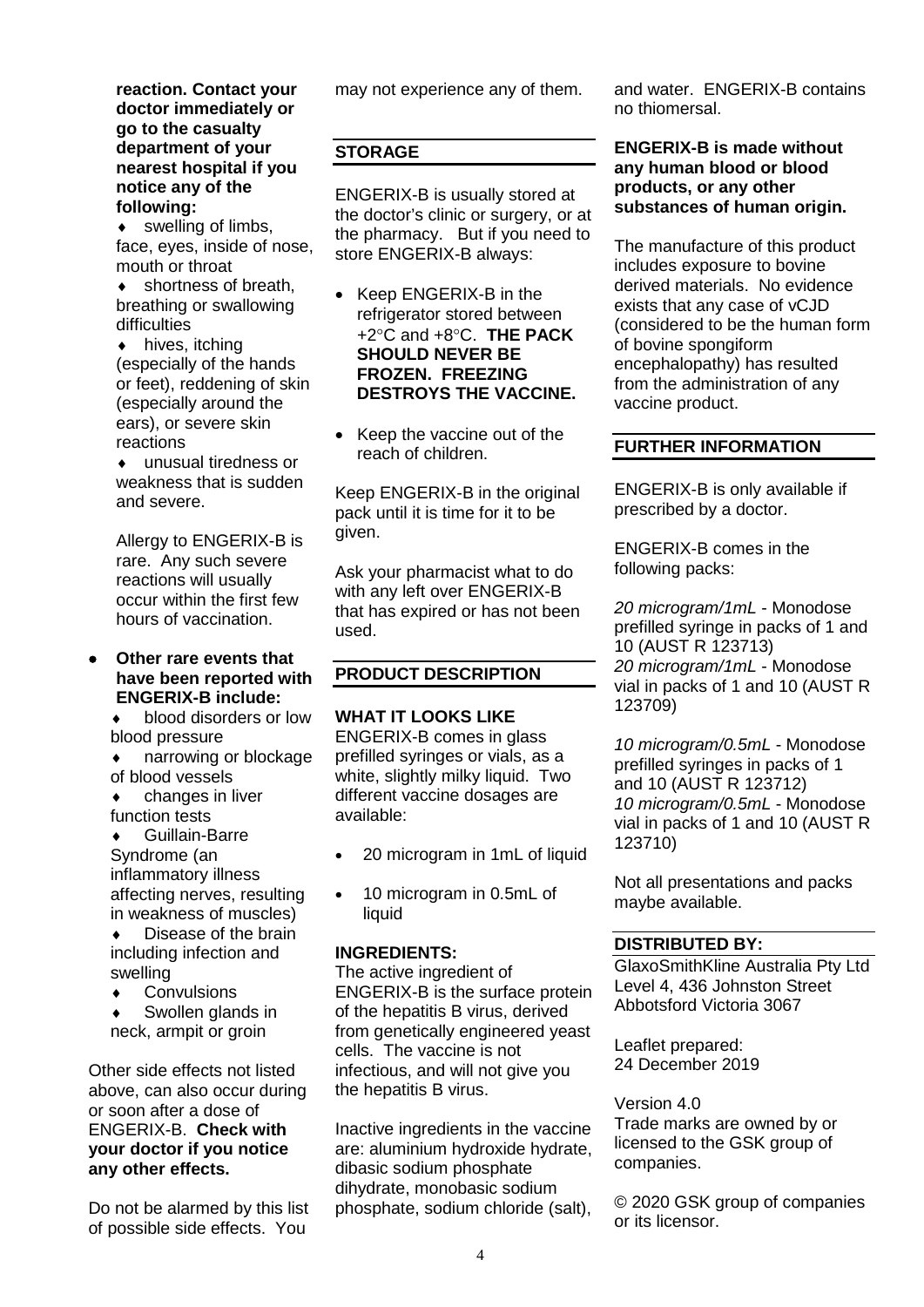**reaction. Contact your doctor immediately or go to the casualty department of your nearest hospital if you notice any of the following:**

- swelling of limbs, face, eyes, inside of nose, mouth or throat
- shortness of breath, breathing or swallowing difficulties
- hives, itching (especially of the hands or feet), reddening of skin (especially around the ears), or severe skin reactions
- unusual tiredness or weakness that is sudden and severe.

Allergy to ENGERIX-B is rare. Any such severe reactions will usually occur within the first few hours of vaccination.

- **Other rare events that have been reported with ENGERIX-B include:**
  - blood disorders or low blood pressure
  - narrowing or blockage of blood vessels
  - changes in liver function tests
  - Guillain-Barre Syndrome (an inflammatory illness affecting nerves, resulting in weakness of muscles)
  - Disease of the brain including infection and swelling
  - Convulsions
  - Swollen glands in neck, armpit or groin

Other side effects not listed above, can also occur during or soon after a dose of ENGERIX-B. **Check with your doctor if you notice any other effects.**

Do not be alarmed by this list of possible side effects. You may not experience any of them.

## STORAGE

ENGERIX-B is usually stored at the doctor's clinic or surgery, or at the pharmacy. But if you need to store ENGERIX-B always:

- Keep ENGERIX-B in the refrigerator stored between +2°C and +8°C. **THE PACK SHOULD NEVER BE FROZEN. FREEZING DESTROYS THE VACCINE.**
- Keep the vaccine out of the reach of children.

Keep ENGERIX-B in the original pack until it is time for it to be given.

Ask your pharmacist what to do with any left over ENGERIX-B that has expired or has not been used.

## PRODUCT DESCRIPTION

**WHAT IT LOOKS LIKE**

ENGERIX-B comes in glass prefilled syringes or vials, as a white, slightly milky liquid. Two different vaccine dosages are available:

- 20 microgram in 1mL of liquid
- 10 microgram in 0.5mL of liquid

**INGREDIENTS:**

The active ingredient of ENGERIX-B is the surface protein of the hepatitis B virus, derived from genetically engineered yeast cells. The vaccine is not infectious, and will not give you the hepatitis B virus.

Inactive ingredients in the vaccine are: aluminium hydroxide hydrate, dibasic sodium phosphate dihydrate, monobasic sodium phosphate, sodium chloride (salt), and water. ENGERIX-B contains no thiomersal.

**ENGERIX-B is made without any human blood or blood products, or any other substances of human origin.**

The manufacture of this product includes exposure to bovine derived materials. No evidence exists that any case of vCJD (considered to be the human form of bovine spongiform encephalopathy) has resulted from the administration of any vaccine product.

## FURTHER INFORMATION

ENGERIX-B is only available if prescribed by a doctor.

ENGERIX-B comes in the following packs:

*20 microgram/1mL* - Monodose prefilled syringe in packs of 1 and 10 (AUST R 123713)
*20 microgram/1mL* - Monodose vial in packs of 1 and 10 (AUST R 123709)

*10 microgram/0.5mL* - Monodose prefilled syringes in packs of 1 and 10 (AUST R 123712)
*10 microgram/0.5mL* - Monodose vial in packs of 1 and 10 (AUST R 123710)

Not all presentations and packs maybe available.

## DISTRIBUTED BY:

GlaxoSmithKline Australia Pty Ltd
Level 4, 436 Johnston Street
Abbotsford Victoria 3067

Leaflet prepared:
24 December 2019

Version 4.0
Trade marks are owned by or licensed to the GSK group of companies.

© 2020 GSK group of companies or its licensor.